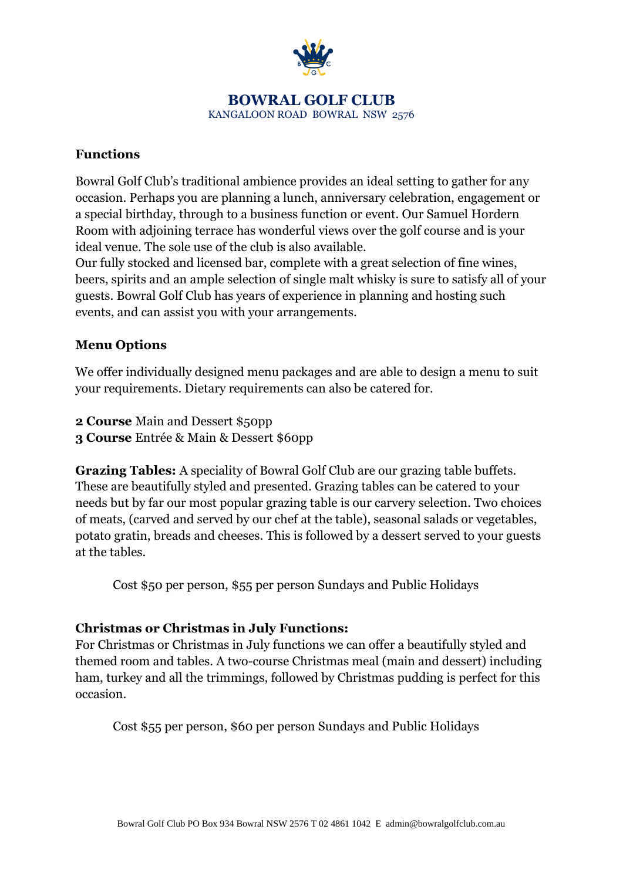# BOWRAL GOLF CLUB

KANGALOON ROAD BOWRAL NSW 2576

## Functions

Bowral Golf Club's traditional ambience provides an ideal setting to gather for any occasion. Perhaps you are planning a lunch, anniversary celebration, engagement or a special birthday, through to a business function or event. Our Samuel Hordern Room with adjoining terrace has wonderful views over the golf course and is your ideal venue. The sole use of the club is also available.

Our fully stocked and licensed bar, complete with a great selection of fine wines, beers, spirits and an ample selection of single malt whisky is sure to satisfy all of your guests. Bowral Golf Club has years of experience in planning and hosting such events, and can assist you with your arrangements.

## Menu Options

We offer individually designed menu packages and are able to design a menu to suit your requirements. Dietary requirements can also be catered for.

**2 Course** Main and Dessert $50pp
**3 Course** Entrée & Main & Dessert $60pp

**Grazing Tables:** A speciality of Bowral Golf Club are our grazing table buffets. These are beautifully styled and presented. Grazing tables can be catered to your needs but by far our most popular grazing table is our carvery selection. Two choices of meats, (carved and served by our chef at the table), seasonal salads or vegetables, potato gratin, breads and cheeses. This is followed by a dessert served to your guests at the tables.

Cost $50 per person, $55 per person Sundays and Public Holidays

**Christmas or Christmas in July Functions:**
For Christmas or Christmas in July functions we can offer a beautifully styled and themed room and tables. A two-course Christmas meal (main and dessert) including ham, turkey and all the trimmings, followed by Christmas pudding is perfect for this occasion.

Cost $55 per person, $60 per person Sundays and Public Holidays

Bowral Golf Club PO Box 934 Bowral NSW 2576 T 02 4861 1042 E admin@bowralgolfclub.com.au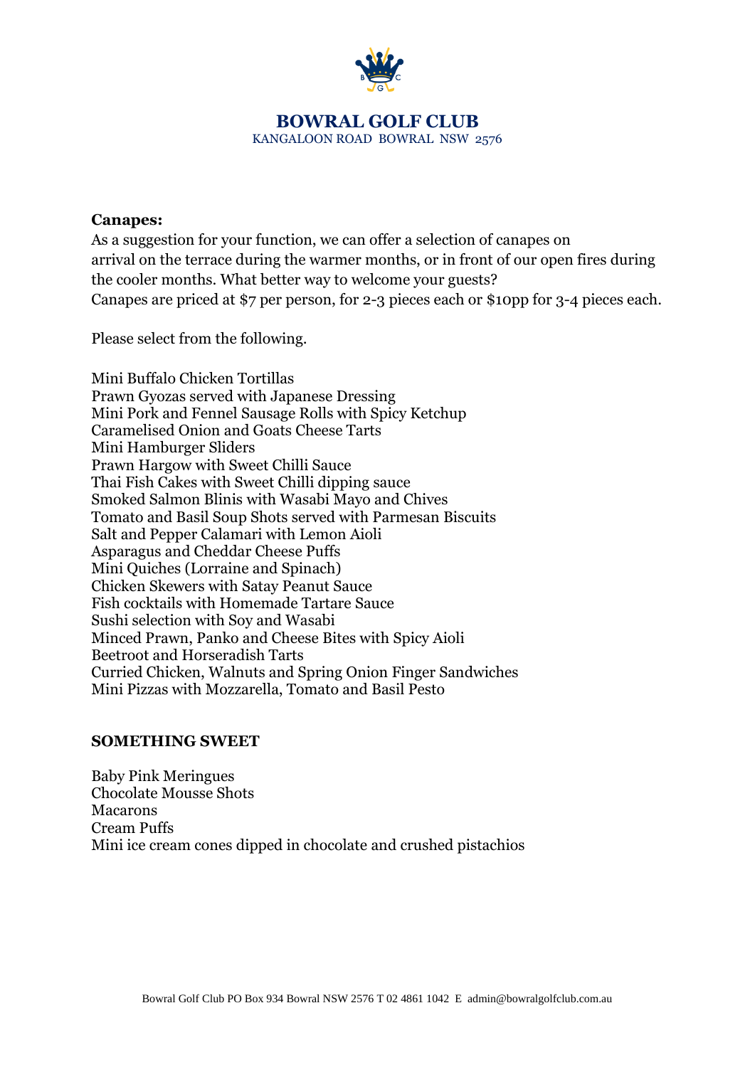# BOWRAL GOLF CLUB

KANGALOON ROAD BOWRAL NSW 2576

**Canapes:**

As a suggestion for your function, we can offer a selection of canapes on arrival on the terrace during the warmer months, or in front of our open fires during the cooler months. What better way to welcome your guests?
Canapes are priced at $7 per person, for 2-3 pieces each or $10pp for 3-4 pieces each.

Please select from the following.

Mini Buffalo Chicken Tortillas
Prawn Gyozas served with Japanese Dressing
Mini Pork and Fennel Sausage Rolls with Spicy Ketchup
Caramelised Onion and Goats Cheese Tarts
Mini Hamburger Sliders
Prawn Hargow with Sweet Chilli Sauce
Thai Fish Cakes with Sweet Chilli dipping sauce
Smoked Salmon Blinis with Wasabi Mayo and Chives
Tomato and Basil Soup Shots served with Parmesan Biscuits
Salt and Pepper Calamari with Lemon Aioli
Asparagus and Cheddar Cheese Puffs
Mini Quiches (Lorraine and Spinach)
Chicken Skewers with Satay Peanut Sauce
Fish cocktails with Homemade Tartare Sauce
Sushi selection with Soy and Wasabi
Minced Prawn, Panko and Cheese Bites with Spicy Aioli
Beetroot and Horseradish Tarts
Curried Chicken, Walnuts and Spring Onion Finger Sandwiches
Mini Pizzas with Mozzarella, Tomato and Basil Pesto

**SOMETHING SWEET**

Baby Pink Meringues
Chocolate Mousse Shots
Macarons
Cream Puffs
Mini ice cream cones dipped in chocolate and crushed pistachios

Bowral Golf Club PO Box 934 Bowral NSW 2576 T 02 4861 1042 E admin@bowralgolfclub.com.au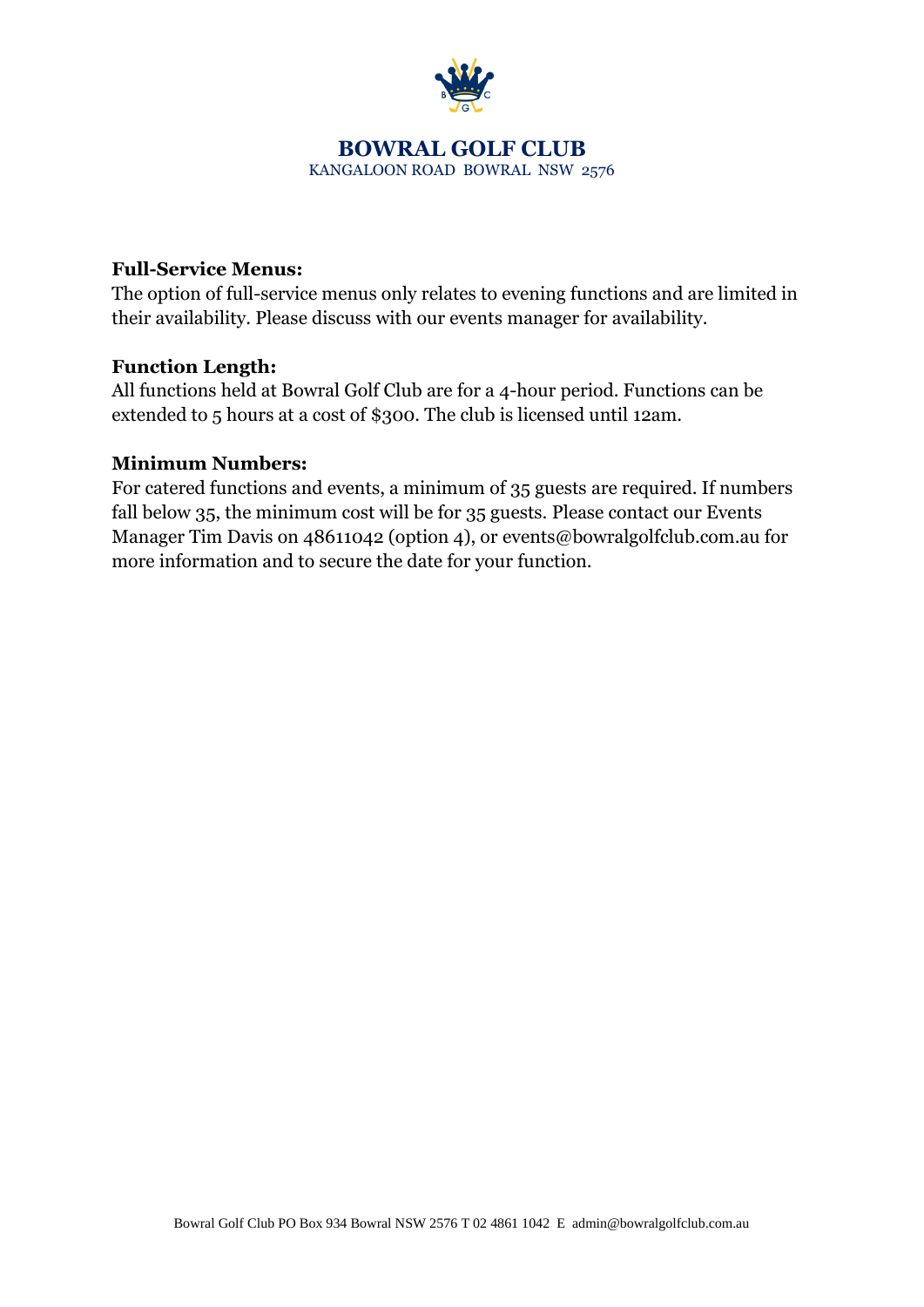**BOWRAL GOLF CLUB**
KANGALOON ROAD BOWRAL NSW 2576

**Full-Service Menus:**
The option of full-service menus only relates to evening functions and are limited in their availability. Please discuss with our events manager for availability.

**Function Length:**
All functions held at Bowral Golf Club are for a 4-hour period. Functions can be extended to 5 hours at a cost of $300. The club is licensed until 12am.

**Minimum Numbers:**
For catered functions and events, a minimum of 35 guests are required. If numbers fall below 35, the minimum cost will be for 35 guests. Please contact our Events Manager Tim Davis on 48611042 (option 4), or events@bowralgolfclub.com.au for more information and to secure the date for your function.